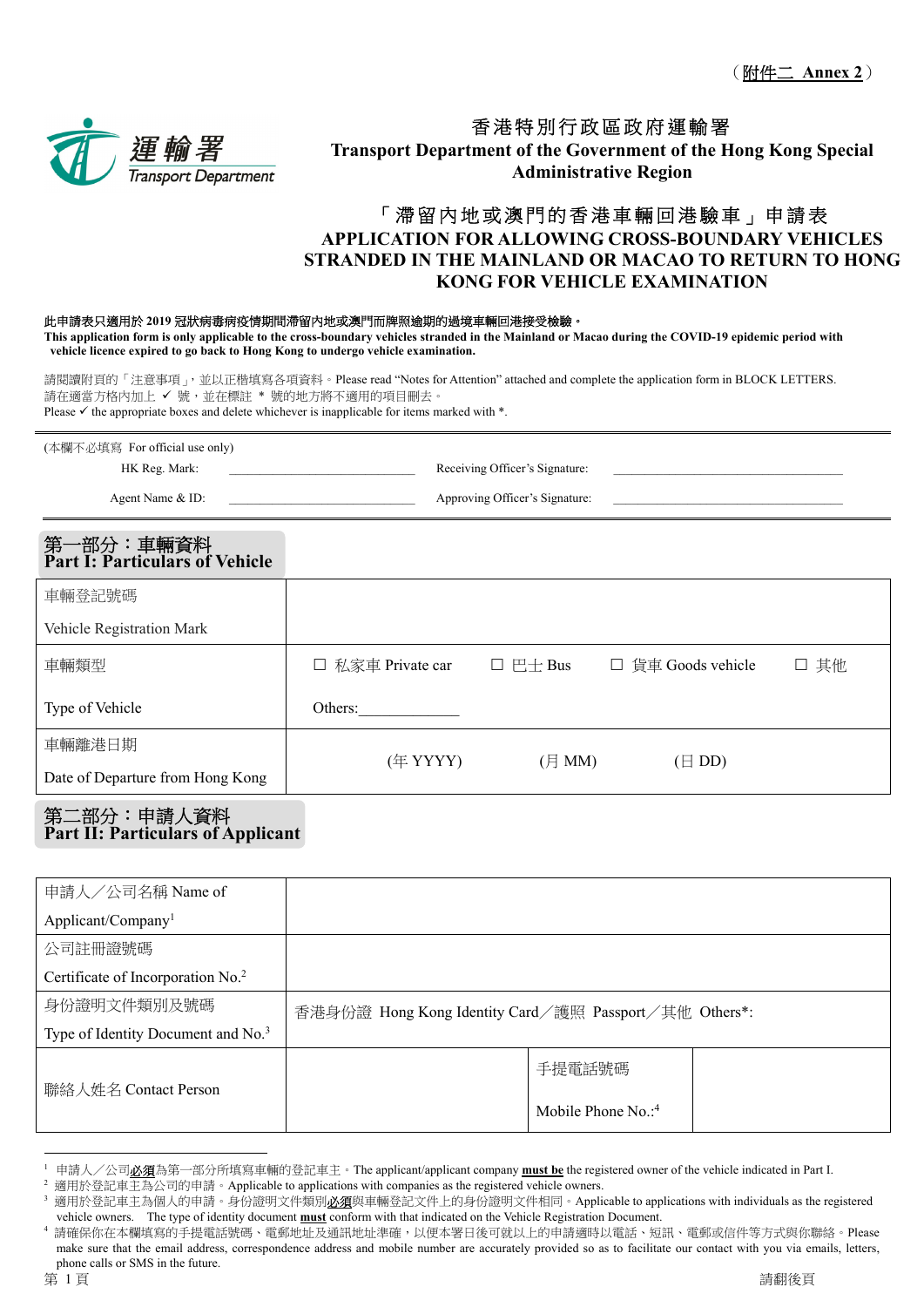（附件二 Annex 2）

運輸署 Transport Department

# 香港特別行政區政府運輸署
# Transport Department of the Government of the Hong Kong Special Administrative Region

## 「滯留內地或澳門的香港車輛回港驗車」申請表
## APPLICATION FOR ALLOWING CROSS-BOUNDARY VEHICLES STRANDED IN THE MAINLAND OR MACAO TO RETURN TO HONG KONG FOR VEHICLE EXAMINATION

**此申請表只適用於 2019 冠狀病毒病疫情期間滯留內地或澳門而牌照逾期的過境車輛回港接受檢驗。**
**This application form is only applicable to the cross-boundary vehicles stranded in the Mainland or Macao during the COVID-19 epidemic period with vehicle licence expired to go back to Hong Kong to undergo vehicle examination.**

請閱讀附頁的「注意事項」，並以正楷填寫各項資料。Please read "Notes for Attention" attached and complete the application form in BLOCK LETTERS.
請在適當方格內加上 ✓ 號，並在標註 * 號的地方將不適用的項目刪去。
Please ✓ the appropriate boxes and delete whichever is inapplicable for items marked with *.

(本欄不必填寫 For official use only)

| | | | |
|---|---|---|---|
| HK Reg. Mark: | ____________ | Receiving Officer's Signature: | ____________ |
| Agent Name & ID: | ____________ | Approving Officer's Signature: | ____________ |

## 第一部分：車輛資料 Part I: Particulars of Vehicle

| | |
|---|---|
| 車輛登記號碼 Vehicle Registration Mark | |
| 車輛類型 Type of Vehicle | ☐ 私家車 Private car ☐ 巴士 Bus ☐ 貨車 Goods vehicle ☐ 其他 Others:____________ |
| 車輛離港日期 Date of Departure from Hong Kong | (年 YYYY) (月 MM) (日 DD) |

## 第二部分：申請人資料 Part II: Particulars of Applicant

| | | | |
|---|---|---|---|
| 申請人／公司名稱 Name of Applicant/Company[1] | | | |
| 公司註冊證號碼 Certificate of Incorporation No.[2] | | | |
| 身份證明文件類別及號碼 Type of Identity Document and No.[3] | 香港身份證 Hong Kong Identity Card／護照 Passport／其他 Others*: | | |
| 聯絡人姓名 Contact Person | | 手提電話號碼 Mobile Phone No.:[4] | |

---

1 申請人／公司**必須**為第一部分所填寫車輛的登記車主。The applicant/applicant company **must be** the registered owner of the vehicle indicated in Part I.
2 適用於登記車主為公司的申請。Applicable to applications with companies as the registered vehicle owners.
3 適用於登記車主為個人的申請。身份證明文件類別**必須**與車輛登記文件上的身份證明文件相同。Applicable to applications with individuals as the registered vehicle owners. The type of identity document **must** conform with that indicated on the Vehicle Registration Document.
4 請確保你在本欄填寫的手提電話號碼、電郵地址及通訊地址準確，以便本署日後可就以上的申請適時以電話、短訊、電郵或信件等方式與你聯絡。Please make sure that the email address, correspondence address and mobile number are accurately provided so as to facilitate our contact with you via emails, letters, phone calls or SMS in the future.

請翻後頁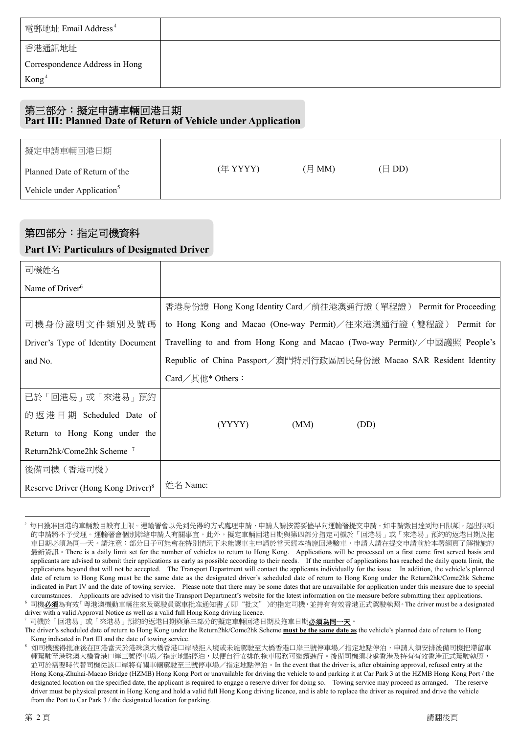| 電郵地址 Email Address[4] | |
|---|---|
| 香港通訊地址 Correspondence Address in Hong Kong[4] | |

## 第三部分：擬定申請車輛回港日期 Part III: Planned Date of Return of Vehicle under Application

| 擬定申請車輛回港日期 Planned Date of Return of the Vehicle under Application[5] | (年 YYYY)　　(月 MM)　　(日 DD) |
|---|---|

## 第四部分：指定司機資料 Part IV: Particulars of Designated Driver

| 司機姓名 Name of Driver[6] | |
|---|---|
| 司機身份證明文件類別及號碼 Driver's Type of Identity Document and No. | 香港身份證 Hong Kong Identity Card／前往港澳通行證（單程證） Permit for Proceeding to Hong Kong and Macao (One-way Permit)／往來港澳通行證（雙程證） Permit for Travelling to and from Hong Kong and Macao (Two-way Permit)/／中國護照 People's Republic of China Passport／澳門特別行政區居民身份證 Macao SAR Resident Identity Card／其他* Others： |
| 已於「回港易」或「來港易」預約的返港日期 Scheduled Date of Return to Hong Kong under the Return2hk/Come2hk Scheme [7] | (YYYY)　　(MM)　　(DD) |
| 後備司機（香港司機） Reserve Driver (Hong Kong Driver)[8] | 姓名 Name: |

---

[5] 每日獲准回港的車輛數目設有上限。運輸署會以先到先得的方式處理申請，申請人請按需要儘早向運輸署提交申請。如申請數目達到每日限額，超出限額的申請將不予受理。運輸署會個別聯絡申請人有關事宜。此外，擬定車輛回港日期與第四部分指定司機於「回港易」或「來港易」預約的返港日期及拖車日期必須為同一天。請注意：部分日子可能會在特別情況下未能讓車主申請於當天經本措施回港驗車，申請人請在提交申請前於本署網頁了解措施的最新資訊。There is a daily limit set for the number of vehicles to return to Hong Kong. Applications will be processed on a first come first served basis and applicants are advised to submit their applications as early as possible according to their needs. If the number of applications has reached the daily quota limit, the applications beyond that will not be accepted. The Transport Department will contact the applicants individually for the issue. In addition, the vehicle's planned date of return to Hong Kong must be the same date as the designated driver's scheduled date of return to Hong Kong under the Return2hk/Come2hk Scheme indicated in Part IV and the date of towing service. Please note that there may be some dates that are unavailable for application under this measure due to special circumstances. Applicants are advised to visit the Transport Department's website for the latest information on the measure before submitting their applications.

[6] 司機<u>**必須**</u>為有效「粵港澳機動車輛往來及駕駛員駕車批准通知書」(即"批文")的指定司機，並持有有效香港正式駕駛執照。The driver must be a designated driver with a valid Approval Notice as well as a valid full Hong Kong driving licence.

[7] 司機於「回港易」或「來港易」預約的返港日期與第三部分的擬定車輛回港日期及拖車日期<u>**必須為同一天**</u>。The driver's scheduled date of return to Hong Kong under the Return2hk/Come2hk Scheme <u>**must be the same date as**</u> the vehicle's planned date of return to Hong Kong indicated in Part III and the date of towing service.

[8] 如司機獲得批准後在回港當天於港珠澳大橋香港口岸被拒入境或未能駕駛至大橋香港口岸三號停車場／指定地點停泊，申請人須安排後備司機把滯留車輛駕駛至港珠澳大橋香港口岸三號停車場／指定地點停泊，以便自行安排的拖車服務可繼續進行。後備司機須身處香港及持有有效香港正式駕駛執照，並可於需要時代替司機從該口岸將有關車輛駕駛至三號停車場／指定地點停泊。In the event that the driver is, after obtaining approval, refused entry at the Hong Kong-Zhuhai-Macao Bridge (HZMB) Hong Kong Port or unavailable for driving the vehicle to and parking it at Car Park 3 at the HZMB Hong Kong Port / the designated location on the specified date, the applicant is required to engage a reserve driver for doing so. Towing service may proceed as arranged. The reserve driver must be physical present in Hong Kong and hold a valid full Hong Kong driving licence, and is able to replace the driver as required and drive the vehicle from the Port to Car Park 3 / the designated location for parking.

請翻後頁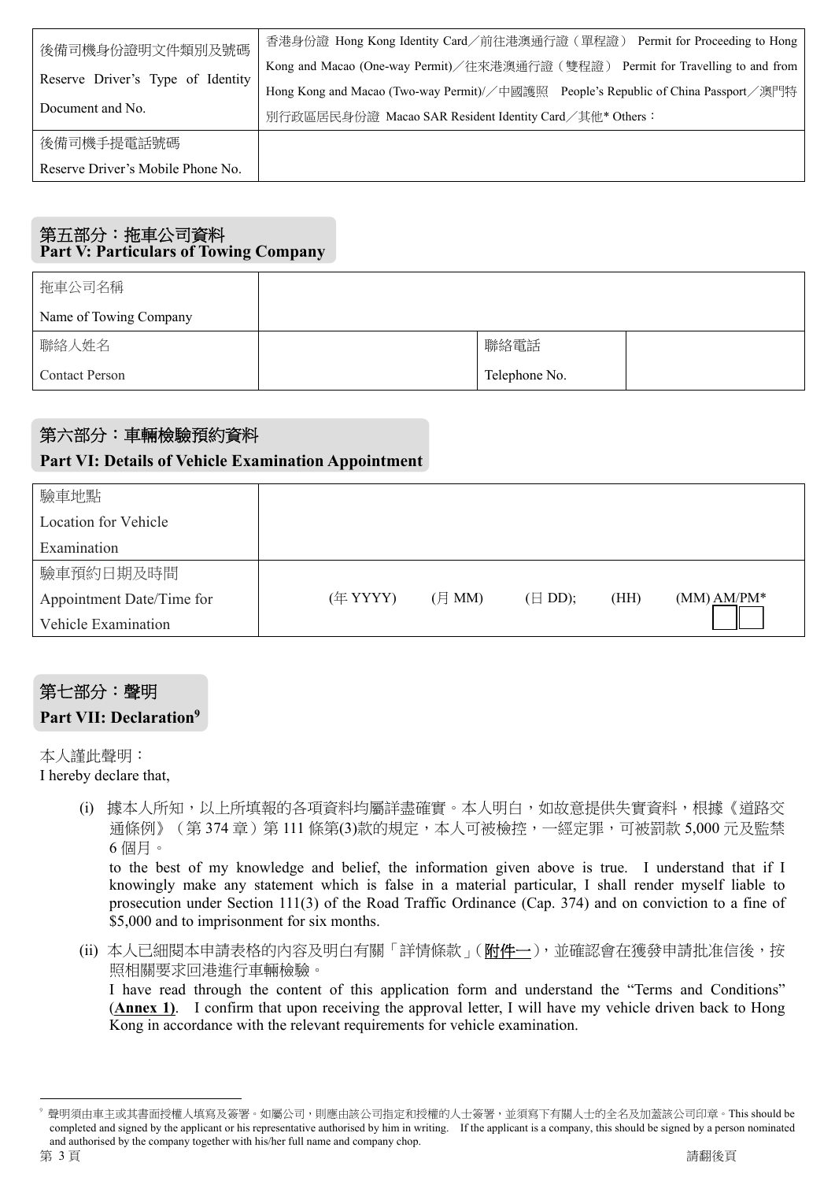| 後備司機身份證明文件類別及號碼 Reserve Driver's Type of Identity Document and No. | 香港身份證 Hong Kong Identity Card／前往港澳通行證（單程證） Permit for Proceeding to Hong Kong and Macao (One-way Permit)／往來港澳通行證（雙程證） Permit for Travelling to and from Hong Kong and Macao (Two-way Permit)/／中國護照 People's Republic of China Passport／澳門特別行政區居民身份證 Macao SAR Resident Identity Card／其他* Others： |
|---|---|
| 後備司機手提電話號碼 Reserve Driver's Mobile Phone No. | |

## 第五部分：拖車公司資料 Part V: Particulars of Towing Company

| 拖車公司名稱 Name of Towing Company | | | |
|---|---|---|---|
| 聯絡人姓名 Contact Person | | 聯絡電話 Telephone No. | |

## 第六部分：車輛檢驗預約資料 Part VI: Details of Vehicle Examination Appointment

| 驗車地點 Location for Vehicle Examination | |
|---|---|
| 驗車預約日期及時間 Appointment Date/Time for Vehicle Examination | (年 YYYY) (月 MM) (日 DD); (HH) (MM) AM/PM* |

## 第七部分：聲明 Part VII: Declaration[9]

本人謹此聲明：
I hereby declare that,

(i) 據本人所知，以上所填報的各項資料均屬詳盡確實。本人明白，如故意提供失實資料，根據《道路交通條例》（第 374 章）第 111 條第(3)款的規定，本人可被檢控，一經定罪，可被罰款 5,000 元及監禁 6 個月。
to the best of my knowledge and belief, the information given above is true. I understand that if I knowingly make any statement which is false in a material particular, I shall render myself liable to prosecution under Section 111(3) of the Road Traffic Ordinance (Cap. 374) and on conviction to a fine of $5,000 and to imprisonment for six months.

(ii) 本人已細閱本申請表格的內容及明白有關「詳情條款」(**附件一**)，並確認會在獲發申請批准信後，按照相關要求回港進行車輛檢驗。
I have read through the content of this application form and understand the "Terms and Conditions" (**Annex 1**). I confirm that upon receiving the approval letter, I will have my vehicle driven back to Hong Kong in accordance with the relevant requirements for vehicle examination.

---

[9] 聲明須由車主或其書面授權人填寫及簽署。如屬公司，則應由該公司指定和授權的人士簽署，並須寫下有關人士的全名及加蓋該公司印章。This should be completed and signed by the applicant or his representative authorised by him in writing. If the applicant is a company, this should be signed by a person nominated and authorised by the company together with his/her full name and company chop.

請翻後頁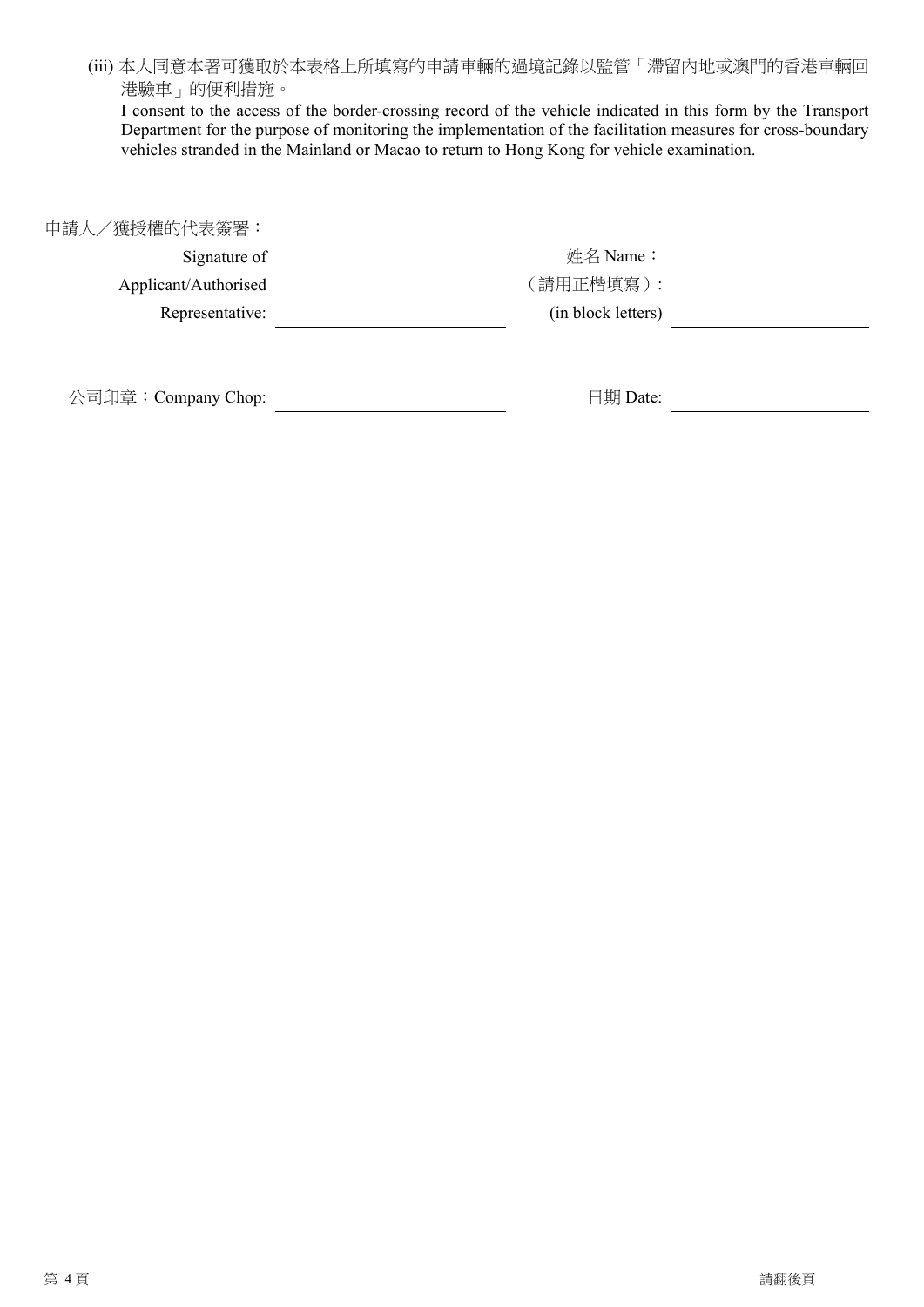(iii) 本人同意本署可獲取於本表格上所填寫的申請車輛的過境記錄以監管「滯留內地或澳門的香港車輛回港驗車」的便利措施。
I consent to the access of the border-crossing record of the vehicle indicated in this form by the Transport Department for the purpose of monitoring the implementation of the facilitation measures for cross-boundary vehicles stranded in the Mainland or Macao to return to Hong Kong for vehicle examination.

申請人／獲授權的代表簽署：
Signature of Applicant/Authorised Representative: ______________________

姓名 Name：（請用正楷填寫）:
(in block letters) ______________________

公司印章：Company Chop: ______________________

日期 Date: ______________________

請翻後頁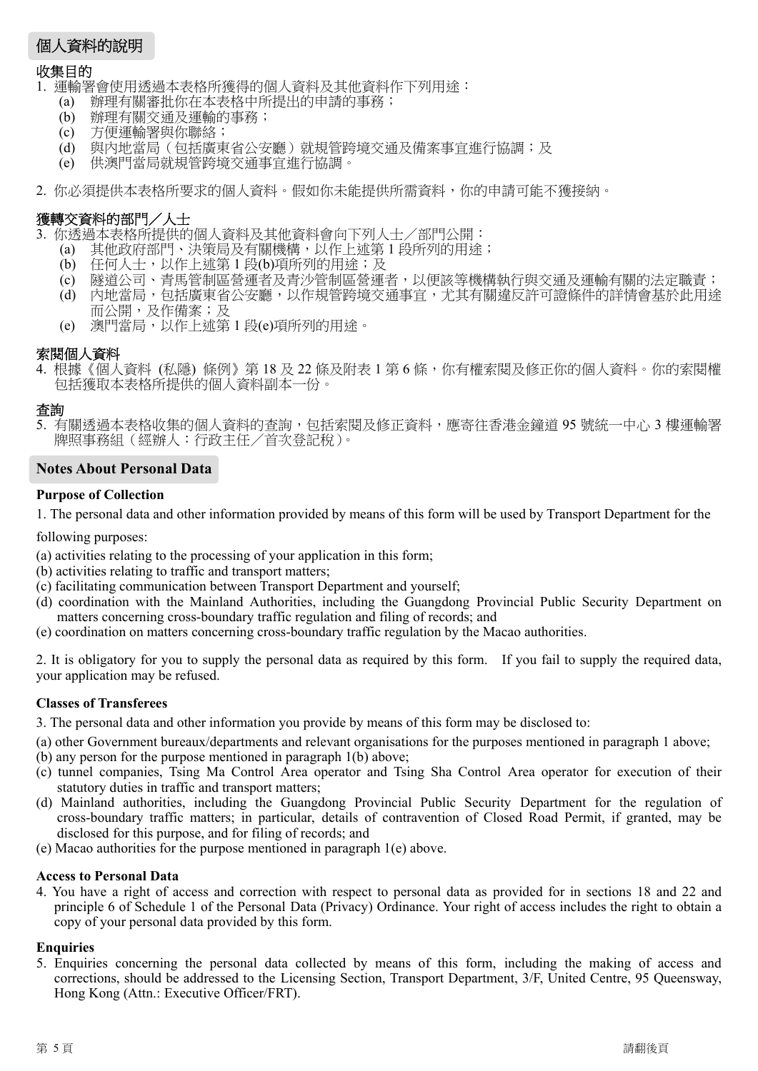## 個人資料的說明

### 收集目的

1. 運輸署會使用透過本表格所獲得的個人資料及其他資料作下列用途：
   - (a) 辦理有關審批你在本表格中所提出的申請的事務；
   - (b) 辦理有關交通及運輸的事務；
   - (c) 方便運輸署與你聯絡；
   - (d) 與內地當局（包括廣東省公安廳）就規管跨境交通及備案事宜進行協調；及
   - (e) 供澳門當局就規管跨境交通事宜進行協調。

2. 你必須提供本表格所要求的個人資料。假如你未能提供所需資料，你的申請可能不獲接納。

### 獲轉交資料的部門／人士

3. 你透過本表格所提供的個人資料及其他資料會向下列人士／部門公開：
   - (a) 其他政府部門、決策局及有關機構，以作上述第 1 段所列的用途；
   - (b) 任何人士，以作上述第 1 段(b)項所列的用途；及
   - (c) 隧道公司、青馬管制區營運者及青沙管制區營運者，以便該等機構執行與交通及運輸有關的法定職責；
   - (d) 內地當局，包括廣東省公安廳，以作規管跨境交通事宜，尤其有關違反許可證條件的詳情會基於此用途而公開，及作備案；及
   - (e) 澳門當局，以作上述第 1 段(e)項所列的用途。

### 索閱個人資料

4. 根據《個人資料 (私隱) 條例》第 18 及 22 條及附表 1 第 6 條，你有權索閱及修正你的個人資料。你的索閱權包括獲取本表格所提供的個人資料副本一份。

### 查詢

5. 有關透過本表格收集的個人資料的查詢，包括索閱及修正資料，應寄往香港金鐘道 95 號統一中心 3 樓運輸署牌照事務組（經辦人：行政主任／首次登記稅）。

## Notes About Personal Data

### Purpose of Collection

1. The personal data and other information provided by means of this form will be used by Transport Department for the following purposes:
   - (a) activities relating to the processing of your application in this form;
   - (b) activities relating to traffic and transport matters;
   - (c) facilitating communication between Transport Department and yourself;
   - (d) coordination with the Mainland Authorities, including the Guangdong Provincial Public Security Department on matters concerning cross-boundary traffic regulation and filing of records; and
   - (e) coordination on matters concerning cross-boundary traffic regulation by the Macao authorities.

2. It is obligatory for you to supply the personal data as required by this form. If you fail to supply the required data, your application may be refused.

### Classes of Transferees

3. The personal data and other information you provide by means of this form may be disclosed to:
   - (a) other Government bureaux/departments and relevant organisations for the purposes mentioned in paragraph 1 above;
   - (b) any person for the purpose mentioned in paragraph 1(b) above;
   - (c) tunnel companies, Tsing Ma Control Area operator and Tsing Sha Control Area operator for execution of their statutory duties in traffic and transport matters;
   - (d) Mainland authorities, including the Guangdong Provincial Public Security Department for the regulation of cross-boundary traffic matters; in particular, details of contravention of Closed Road Permit, if granted, may be disclosed for this purpose, and for filing of records; and
   - (e) Macao authorities for the purpose mentioned in paragraph 1(e) above.

### Access to Personal Data

4. You have a right of access and correction with respect to personal data as provided for in sections 18 and 22 and principle 6 of Schedule 1 of the Personal Data (Privacy) Ordinance. Your right of access includes the right to obtain a copy of your personal data provided by this form.

### Enquiries

5. Enquiries concerning the personal data collected by means of this form, including the making of access and corrections, should be addressed to the Licensing Section, Transport Department, 3/F, United Centre, 95 Queensway, Hong Kong (Attn.: Executive Officer/FRT).

請翻後頁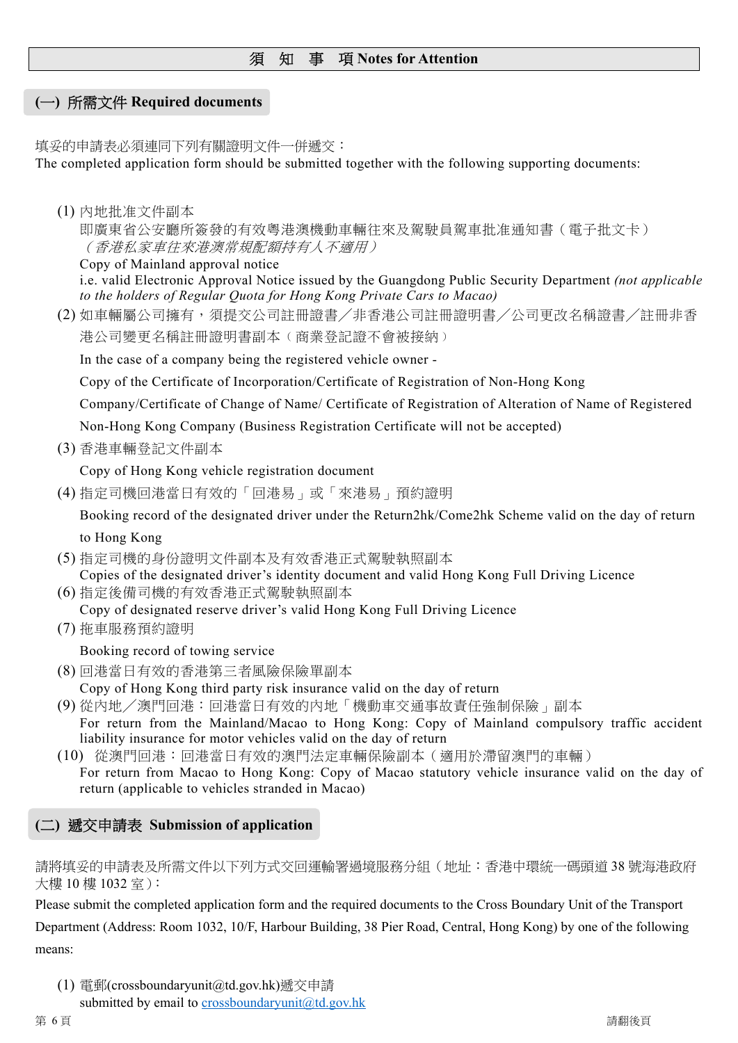# 須　知　事　項 Notes for Attention

## (一) 所需文件 Required documents

填妥的申請表必須連同下列有關證明文件一併遞交：
The completed application form should be submitted together with the following supporting documents:

(1) 內地批准文件副本
即廣東省公安廳所簽發的有效粵港澳機動車輛往來及駕駛員駕車批准通知書（電子批文卡）
*（香港私家車往來港澳常規配額持有人不適用）*
Copy of Mainland approval notice
i.e. valid Electronic Approval Notice issued by the Guangdong Public Security Department *(not applicable to the holders of Regular Quota for Hong Kong Private Cars to Macao)*

(2) 如車輛屬公司擁有，須提交公司註冊證書／非香港公司註冊證明書／公司更改名稱證書／註冊非香港公司變更名稱註冊證明書副本（商業登記證不會被接納）
In the case of a company being the registered vehicle owner -
Copy of the Certificate of Incorporation/Certificate of Registration of Non-Hong Kong Company/Certificate of Change of Name/ Certificate of Registration of Alteration of Name of Registered Non-Hong Kong Company (Business Registration Certificate will not be accepted)

(3) 香港車輛登記文件副本
Copy of Hong Kong vehicle registration document

(4) 指定司機回港當日有效的「回港易」或「來港易」預約證明
Booking record of the designated driver under the Return2hk/Come2hk Scheme valid on the day of return to Hong Kong

(5) 指定司機的身份證明文件副本及有效香港正式駕駛執照副本
Copies of the designated driver's identity document and valid Hong Kong Full Driving Licence

(6) 指定後備司機的有效香港正式駕駛執照副本
Copy of designated reserve driver's valid Hong Kong Full Driving Licence

(7) 拖車服務預約證明
Booking record of towing service

(8) 回港當日有效的香港第三者風險保險單副本
Copy of Hong Kong third party risk insurance valid on the day of return

(9) 從內地／澳門回港：回港當日有效的內地「機動車交通事故責任強制保險」副本
For return from the Mainland/Macao to Hong Kong: Copy of Mainland compulsory traffic accident liability insurance for motor vehicles valid on the day of return

(10) 從澳門回港：回港當日有效的澳門法定車輛保險副本（適用於滯留澳門的車輛）
For return from Macao to Hong Kong: Copy of Macao statutory vehicle insurance valid on the day of return (applicable to vehicles stranded in Macao)

## (二) 遞交申請表 Submission of application

請將填妥的申請表及所需文件以下列方式交回運輸署過境服務分組（地址：香港中環統一碼頭道 38 號海港政府大樓 10 樓 1032 室）：
Please submit the completed application form and the required documents to the Cross Boundary Unit of the Transport Department (Address: Room 1032, 10/F, Harbour Building, 38 Pier Road, Central, Hong Kong) by one of the following means:

(1) 電郵(crossboundaryunit@td.gov.hk)遞交申請
submitted by email to crossboundaryunit@td.gov.hk

請翻後頁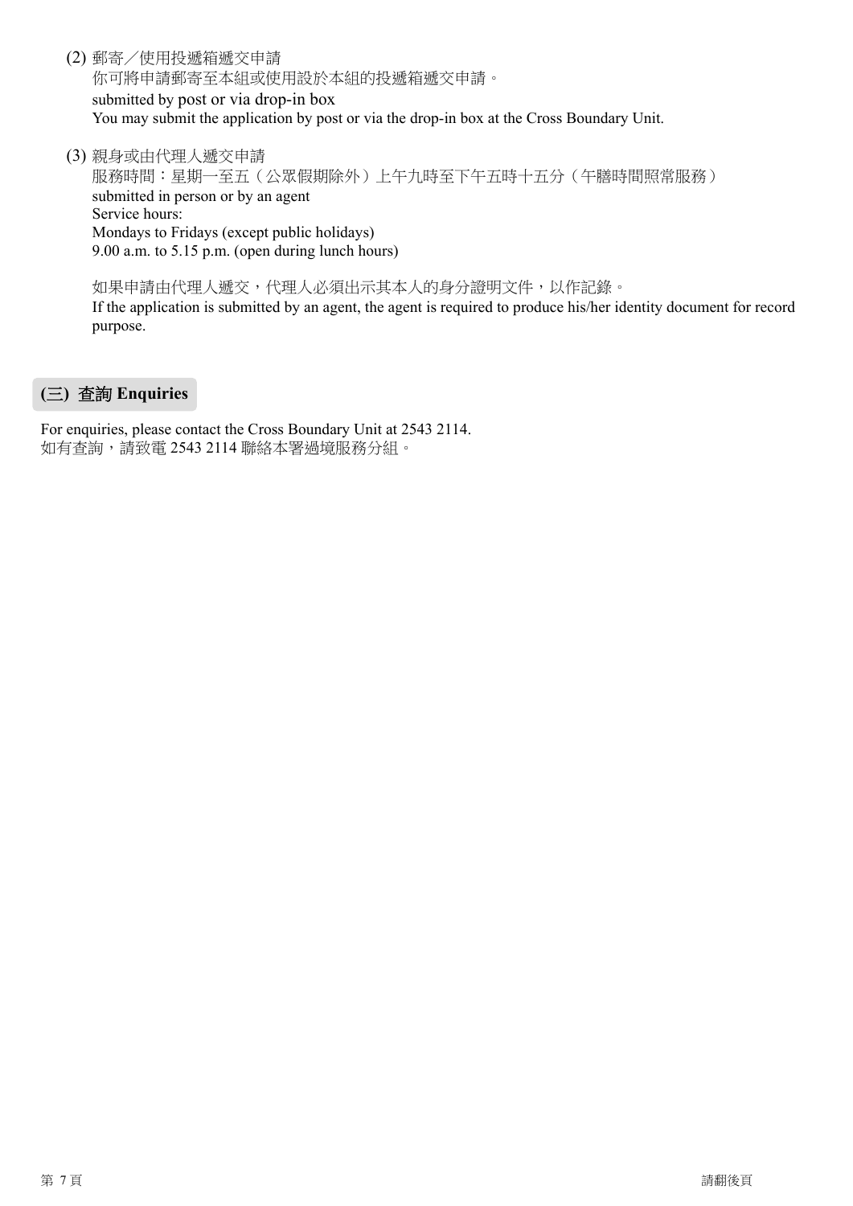(2) 郵寄／使用投遞箱遞交申請
你可將申請郵寄至本組或使用設於本組的投遞箱遞交申請。
submitted by post or via drop-in box
You may submit the application by post or via the drop-in box at the Cross Boundary Unit.

(3) 親身或由代理人遞交申請
服務時間：星期一至五（公眾假期除外）上午九時至下午五時十五分（午膳時間照常服務）
submitted in person or by an agent
Service hours:
Mondays to Fridays (except public holidays)
9.00 a.m. to 5.15 p.m. (open during lunch hours)

如果申請由代理人遞交，代理人必須出示其本人的身分證明文件，以作記錄。
If the application is submitted by an agent, the agent is required to produce his/her identity document for record purpose.

## (三) 查詢 Enquiries

For enquiries, please contact the Cross Boundary Unit at 2543 2114.
如有查詢，請致電 2543 2114 聯絡本署過境服務分組。

請翻後頁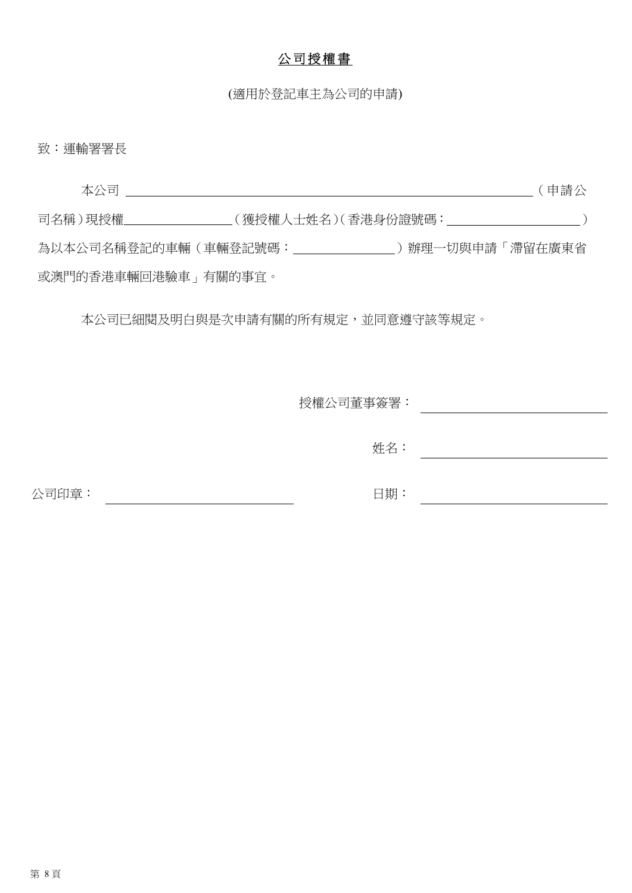# <u>公司授權書</u>

(適用於登記車主為公司的申請)

致：運輸署署長

本公司 ＿＿＿＿＿＿＿＿＿＿＿＿＿＿＿＿＿＿＿＿＿＿＿＿＿＿＿＿（申請公司名稱）現授權＿＿＿＿＿＿＿＿（獲授權人士姓名）（香港身份證號碼：＿＿＿＿＿＿＿＿＿＿）為以本公司名稱登記的車輛（車輛登記號碼：＿＿＿＿＿＿＿＿）辦理一切與申請「滯留在廣東省或澳門的香港車輛回港驗車」有關的事宜。

本公司已細閱及明白與是次申請有關的所有規定，並同意遵守該等規定。

授權公司董事簽署：＿＿＿＿＿＿＿＿＿＿＿＿＿＿

姓名：＿＿＿＿＿＿＿＿＿＿＿＿＿＿

公司印章：＿＿＿＿＿＿＿＿＿＿＿＿＿＿

日期：＿＿＿＿＿＿＿＿＿＿＿＿＿＿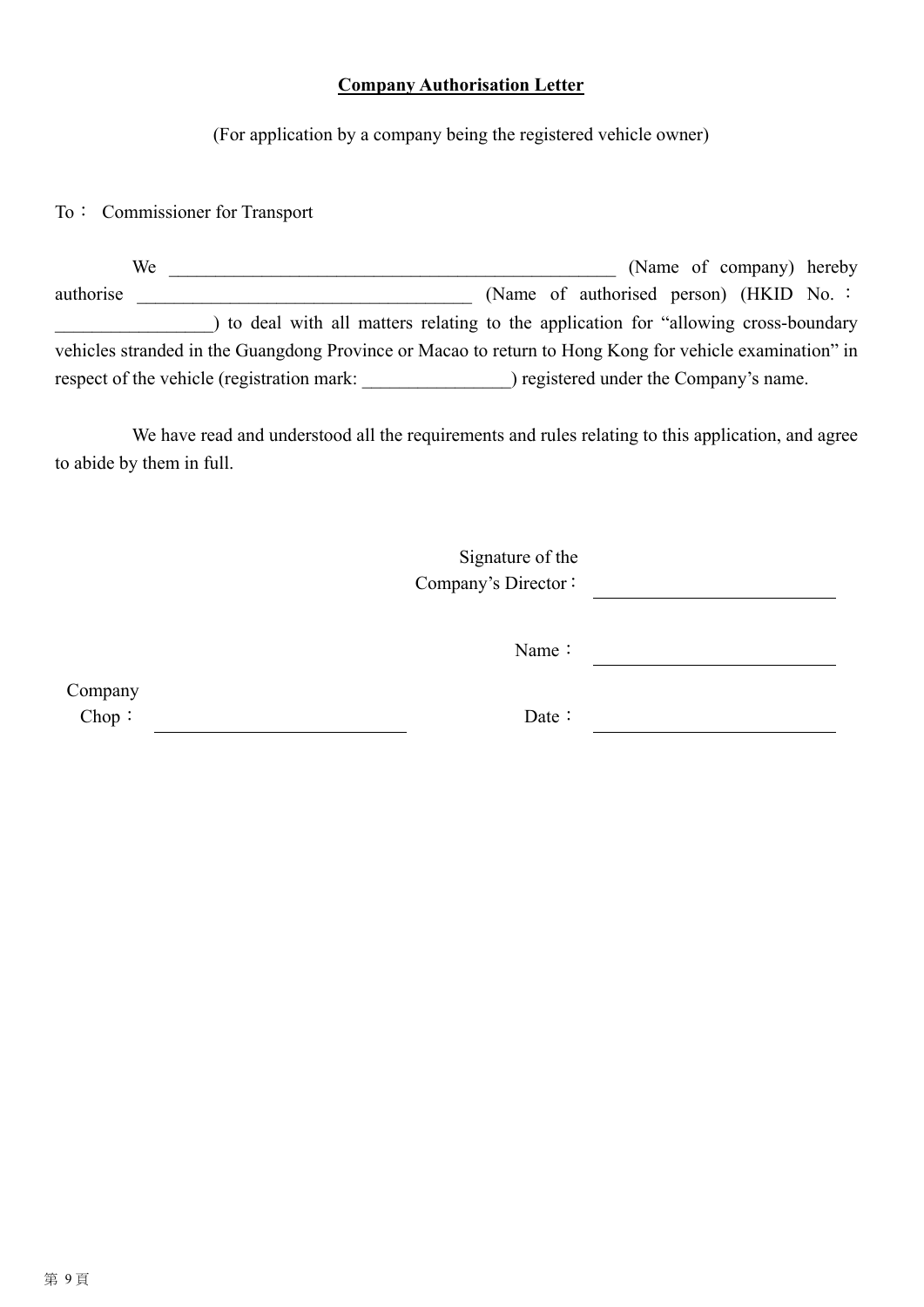**Company Authorisation Letter**

(For application by a company being the registered vehicle owner)

To： Commissioner for Transport

We ________________________________________________ (Name of company) hereby authorise ____________________________________ (Name of authorised person) (HKID No.： _________________) to deal with all matters relating to the application for "allowing cross-boundary vehicles stranded in the Guangdong Province or Macao to return to Hong Kong for vehicle examination" in respect of the vehicle (registration mark: ________________) registered under the Company's name.

We have read and understood all the requirements and rules relating to this application, and agree to abide by them in full.

Signature of the Company's Director： ____________________________

Name： ____________________________

Company Chop： ____________________________

Date： ____________________________